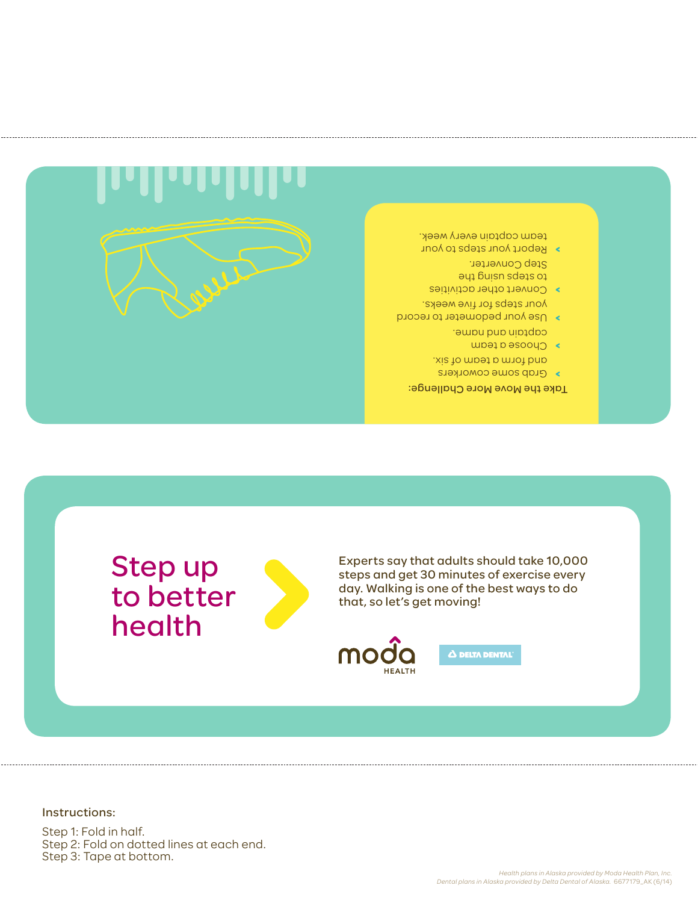Take the Move More Challenge:

- Grab some coworkers and form a team of six.
- Choose a team captain and name.
- Use your pedometer to record your steps for five weeks.
- Convert other activities to steps using the Step Converter.
- Report your steps to your team captain every week.

# Step up to better health

Experts say that adults should take 10,000 steps and get 30 minutes of exercise every day. Walking is one of the best ways to do that, so let's get moving!

moda HEALTH

DELTA DENTAL

Instructions:

Step 1: Fold in half.
Step 2: Fold on dotted lines at each end.
Step 3: Tape at bottom.

*Health plans in Alaska provided by Moda Health Plan, Inc.*
*Dental plans in Alaska provided by Delta Dental of Alaska.* 6677179_AK (6/14)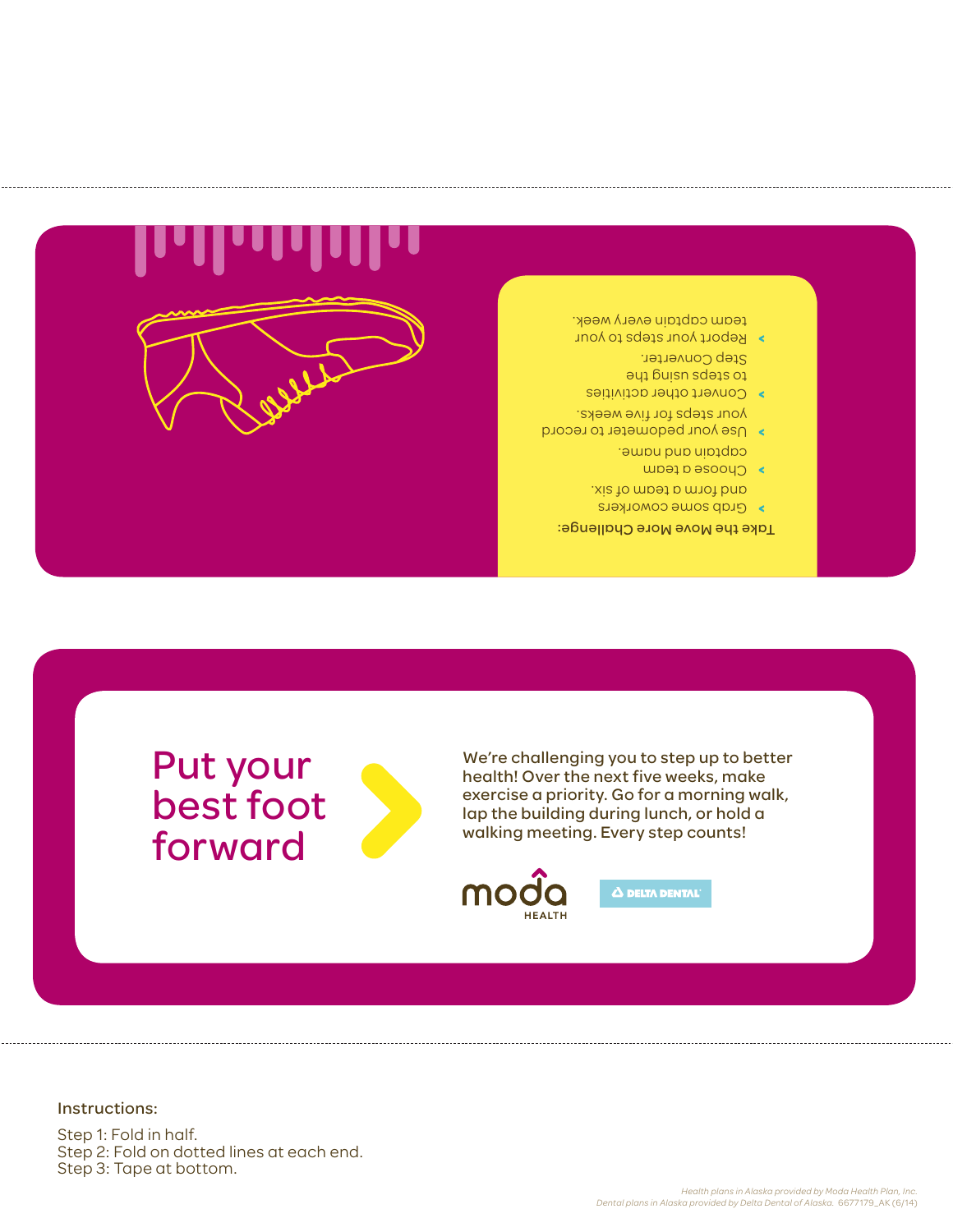Take the Move More Challenge:

- Grab some coworkers and form a team of six.
- Choose a team captain and name.
- Use your pedometer to record your steps for five weeks.
- Convert other activities to steps using the Step Converter.
- Report your steps to your team captain every week.

# Put your best foot forward

We're challenging you to step up to better health! Over the next five weeks, make exercise a priority. Go for a morning walk, lap the building during lunch, or hold a walking meeting. Every step counts!

moda HEALTH

DELTA DENTAL

Instructions:

Step 1: Fold in half.
Step 2: Fold on dotted lines at each end.
Step 3: Tape at bottom.

*Health plans in Alaska provided by Moda Health Plan, Inc.*
*Dental plans in Alaska provided by Delta Dental of Alaska.* 6677179_AK (6/14)